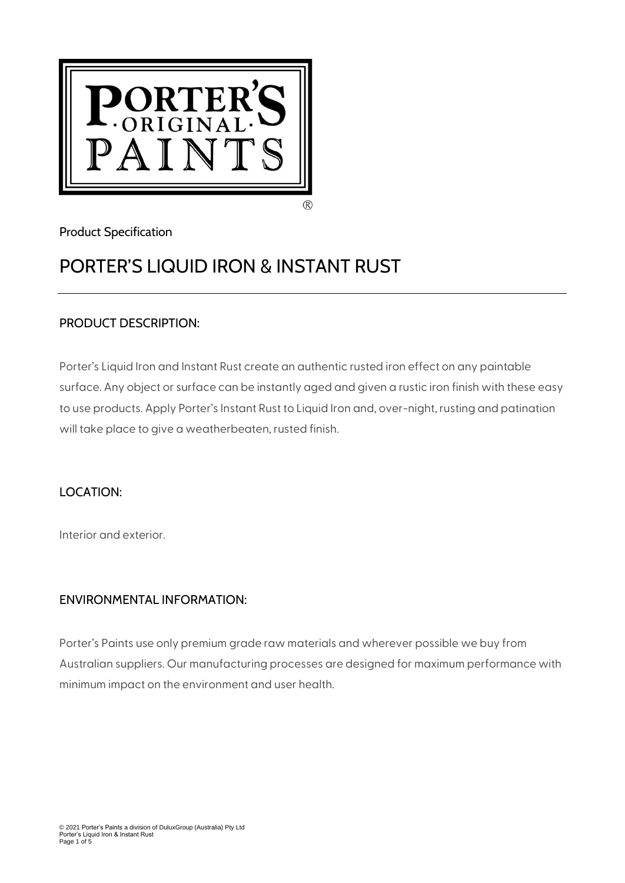Product Specification

# PORTER'S LIQUID IRON & INSTANT RUST

## PRODUCT DESCRIPTION:

Porter's Liquid Iron and Instant Rust create an authentic rusted iron effect on any paintable surface. Any object or surface can be instantly aged and given a rustic iron finish with these easy to use products. Apply Porter's Instant Rust to Liquid Iron and, over-night, rusting and patination will take place to give a weatherbeaten, rusted finish.

## LOCATION:

Interior and exterior.

## ENVIRONMENTAL INFORMATION:

Porter's Paints use only premium grade raw materials and wherever possible we buy from Australian suppliers. Our manufacturing processes are designed for maximum performance with minimum impact on the environment and user health.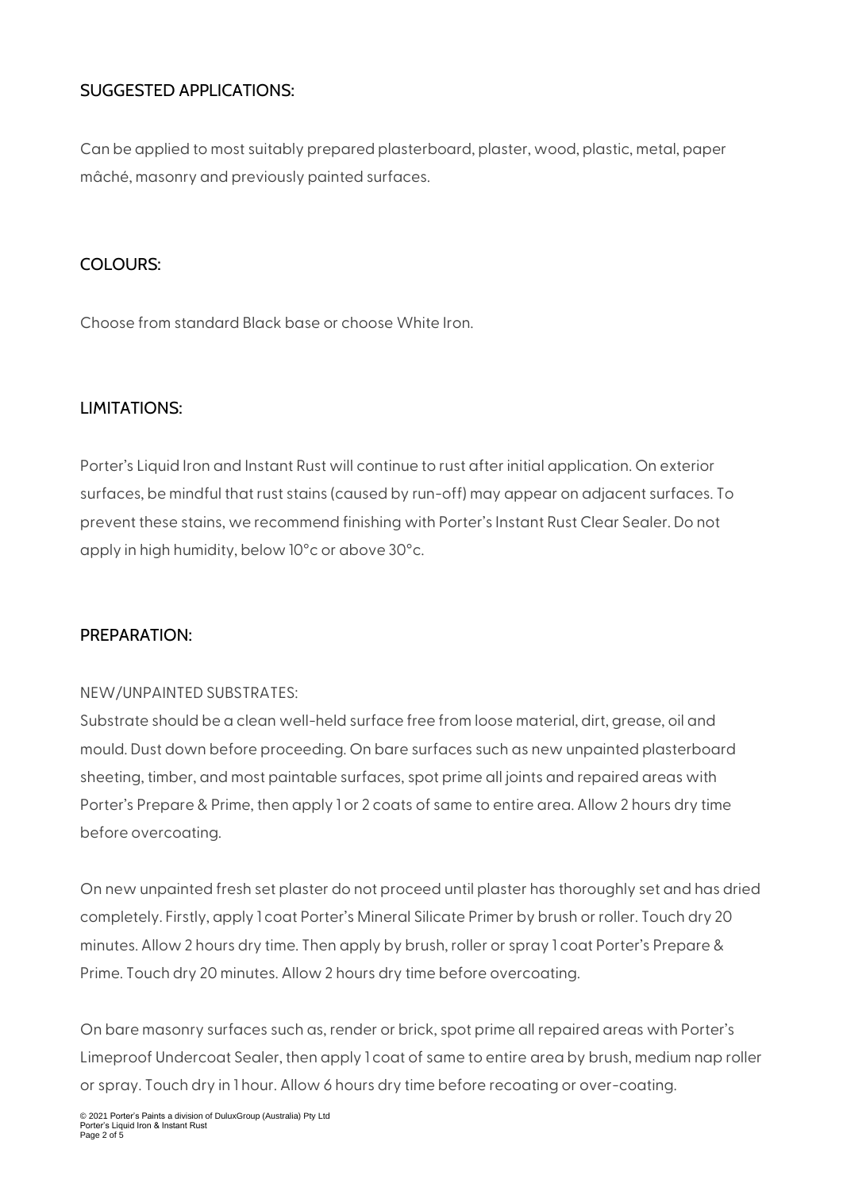## SUGGESTED APPLICATIONS:

Can be applied to most suitably prepared plasterboard, plaster, wood, plastic, metal, paper mâché, masonry and previously painted surfaces.

## COLOURS:

Choose from standard Black base or choose White Iron.

## LIMITATIONS:

Porter's Liquid Iron and Instant Rust will continue to rust after initial application. On exterior surfaces, be mindful that rust stains (caused by run-off) may appear on adjacent surfaces. To prevent these stains, we recommend finishing with Porter's Instant Rust Clear Sealer. Do not apply in high humidity, below 10°c or above 30°c.

## PREPARATION:

NEW/UNPAINTED SUBSTRATES:

Substrate should be a clean well-held surface free from loose material, dirt, grease, oil and mould. Dust down before proceeding. On bare surfaces such as new unpainted plasterboard sheeting, timber, and most paintable surfaces, spot prime all joints and repaired areas with Porter's Prepare & Prime, then apply 1 or 2 coats of same to entire area. Allow 2 hours dry time before overcoating.

On new unpainted fresh set plaster do not proceed until plaster has thoroughly set and has dried completely. Firstly, apply 1 coat Porter's Mineral Silicate Primer by brush or roller. Touch dry 20 minutes. Allow 2 hours dry time. Then apply by brush, roller or spray 1 coat Porter's Prepare & Prime. Touch dry 20 minutes. Allow 2 hours dry time before overcoating.

On bare masonry surfaces such as, render or brick, spot prime all repaired areas with Porter's Limeproof Undercoat Sealer, then apply 1 coat of same to entire area by brush, medium nap roller or spray. Touch dry in 1 hour. Allow 6 hours dry time before recoating or over-coating.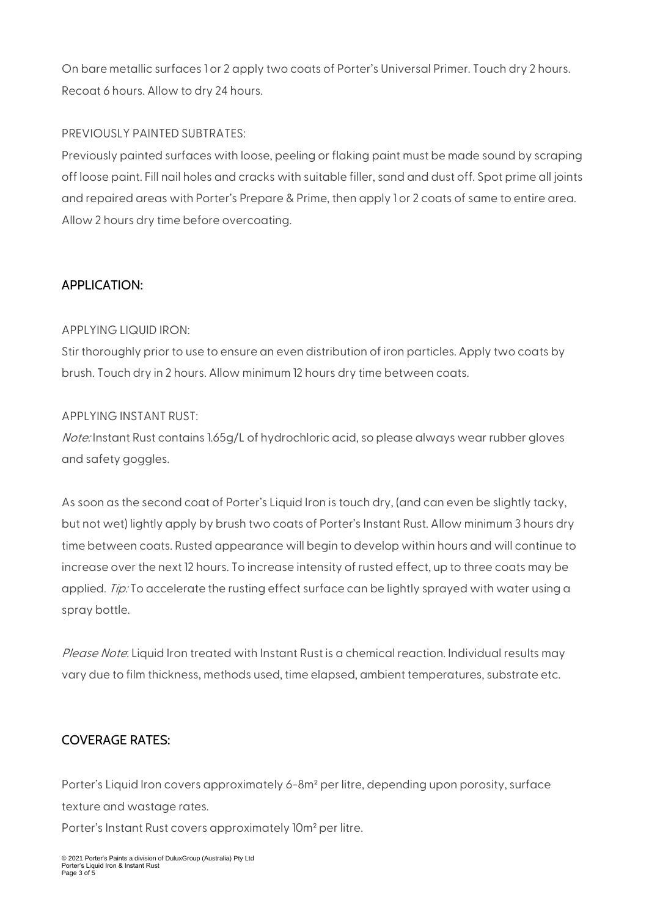On bare metallic surfaces 1 or 2 apply two coats of Porter's Universal Primer. Touch dry 2 hours. Recoat 6 hours. Allow to dry 24 hours.

PREVIOUSLY PAINTED SUBTRATES:

Previously painted surfaces with loose, peeling or flaking paint must be made sound by scraping off loose paint. Fill nail holes and cracks with suitable filler, sand and dust off. Spot prime all joints and repaired areas with Porter's Prepare & Prime, then apply 1 or 2 coats of same to entire area. Allow 2 hours dry time before overcoating.

## APPLICATION:

APPLYING LIQUID IRON:

Stir thoroughly prior to use to ensure an even distribution of iron particles. Apply two coats by brush. Touch dry in 2 hours. Allow minimum 12 hours dry time between coats.

APPLYING INSTANT RUST:

*Note:* Instant Rust contains 1.65g/L of hydrochloric acid, so please always wear rubber gloves and safety goggles.

As soon as the second coat of Porter's Liquid Iron is touch dry, (and can even be slightly tacky, but not wet) lightly apply by brush two coats of Porter's Instant Rust. Allow minimum 3 hours dry time between coats. Rusted appearance will begin to develop within hours and will continue to increase over the next 12 hours. To increase intensity of rusted effect, up to three coats may be applied. *Tip:* To accelerate the rusting effect surface can be lightly sprayed with water using a spray bottle.

*Please Note*: Liquid Iron treated with Instant Rust is a chemical reaction. Individual results may vary due to film thickness, methods used, time elapsed, ambient temperatures, substrate etc.

## COVERAGE RATES:

Porter's Liquid Iron covers approximately 6-8m² per litre, depending upon porosity, surface texture and wastage rates.

Porter's Instant Rust covers approximately 10m² per litre.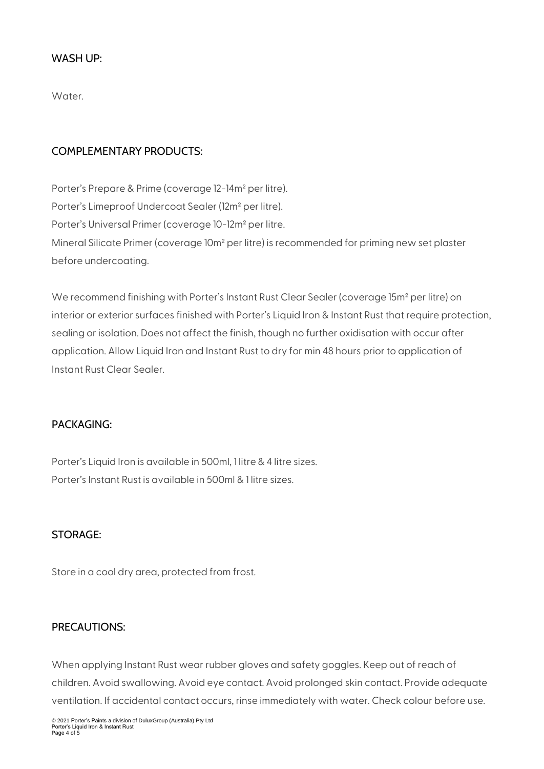## WASH UP:

Water.

## COMPLEMENTARY PRODUCTS:

Porter's Prepare & Prime (coverage 12-14m² per litre).
Porter's Limeproof Undercoat Sealer (12m² per litre).
Porter's Universal Primer (coverage 10-12m² per litre.
Mineral Silicate Primer (coverage 10m² per litre) is recommended for priming new set plaster before undercoating.

We recommend finishing with Porter's Instant Rust Clear Sealer (coverage 15m² per litre) on interior or exterior surfaces finished with Porter's Liquid Iron & Instant Rust that require protection, sealing or isolation. Does not affect the finish, though no further oxidisation with occur after application. Allow Liquid Iron and Instant Rust to dry for min 48 hours prior to application of Instant Rust Clear Sealer.

## PACKAGING:

Porter's Liquid Iron is available in 500ml, 1 litre & 4 litre sizes.
Porter's Instant Rust is available in 500ml & 1 litre sizes.

## STORAGE:

Store in a cool dry area, protected from frost.

## PRECAUTIONS:

When applying Instant Rust wear rubber gloves and safety goggles. Keep out of reach of children. Avoid swallowing. Avoid eye contact. Avoid prolonged skin contact. Provide adequate ventilation. If accidental contact occurs, rinse immediately with water. Check colour before use.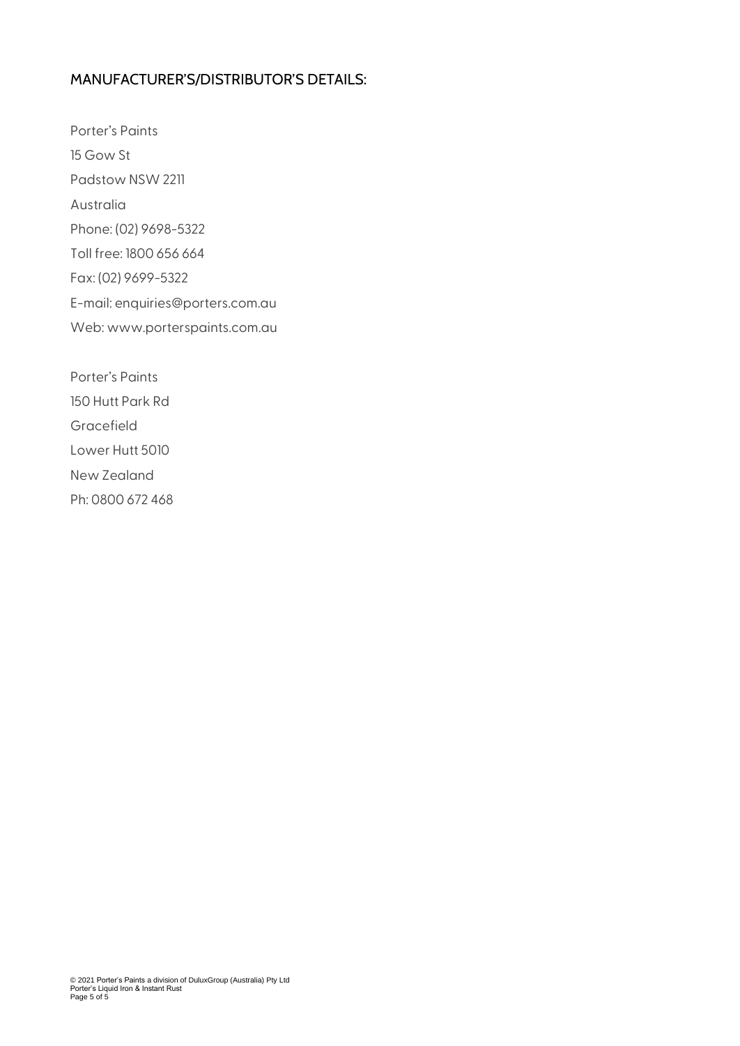## MANUFACTURER'S/DISTRIBUTOR'S DETAILS:

Porter's Paints
15 Gow St
Padstow NSW 2211
Australia
Phone: (02) 9698-5322
Toll free: 1800 656 664
Fax: (02) 9699-5322
E-mail: enquiries@porters.com.au
Web: www.porterspaints.com.au

Porter's Paints
150 Hutt Park Rd
Gracefield
Lower Hutt 5010
New Zealand
Ph: 0800 672 468